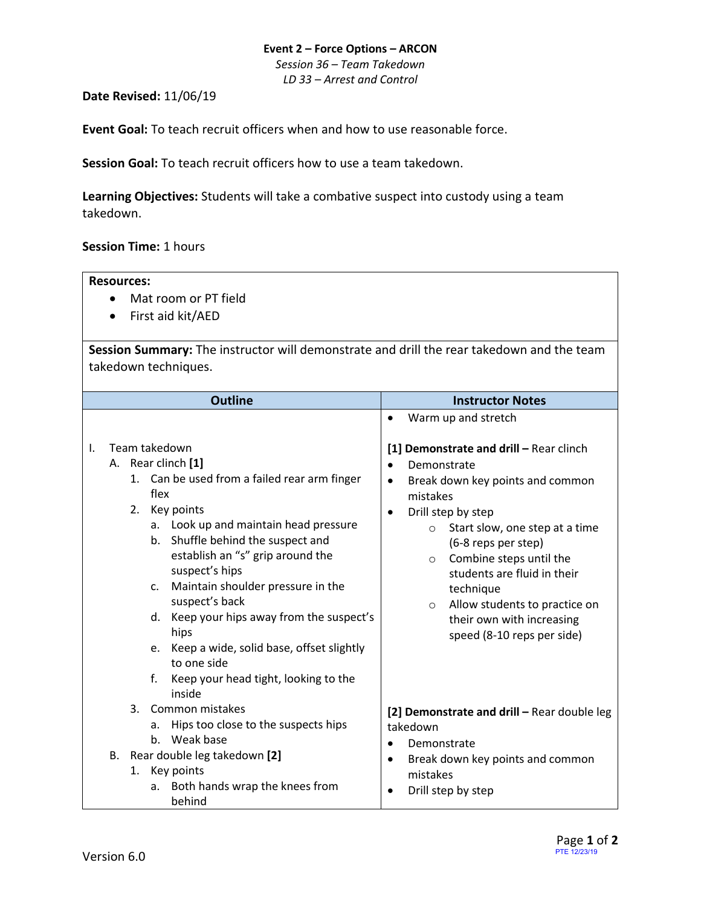**Event 2 – Force Options – ARCON**

*Session 36 – Team Takedown*

*LD 33 – Arrest and Control*

**Date Revised:** 11/06/19

**Event Goal:** To teach recruit officers when and how to use reasonable force.

**Session Goal:** To teach recruit officers how to use a team takedown.

**Learning Objectives:** Students will take a combative suspect into custody using a team takedown.

**Session Time:** 1 hours

**Resources:**
- Mat room or PT field
- First aid kit/AED

**Session Summary:** The instructor will demonstrate and drill the rear takedown and the team takedown techniques.

| Outline | Instructor Notes |
|---|---|
| | • Warm up and stretch |
| I. Team takedown<br>A. Rear clinch **[1]**<br>1. Can be used from a failed rear arm finger flex<br>2. Key points<br>a. Look up and maintain head pressure<br>b. Shuffle behind the suspect and establish an "s" grip around the suspect's hips<br>c. Maintain shoulder pressure in the suspect's back<br>d. Keep your hips away from the suspect's hips<br>e. Keep a wide, solid base, offset slightly to one side<br>f. Keep your head tight, looking to the inside | **[1] Demonstrate and drill –** Rear clinch<br>• Demonstrate<br>• Break down key points and common mistakes<br>• Drill step by step<br>○ Start slow, one step at a time (6-8 reps per step)<br>○ Combine steps until the students are fluid in their technique<br>○ Allow students to practice on their own with increasing speed (8-10 reps per side) |
| 3. Common mistakes<br>a. Hips too close to the suspects hips<br>b. Weak base<br>B. Rear double leg takedown **[2]**<br>1. Key points<br>a. Both hands wrap the knees from behind | **[2] Demonstrate and drill –** Rear double leg takedown<br>• Demonstrate<br>• Break down key points and common mistakes<br>• Drill step by step |

Version 6.0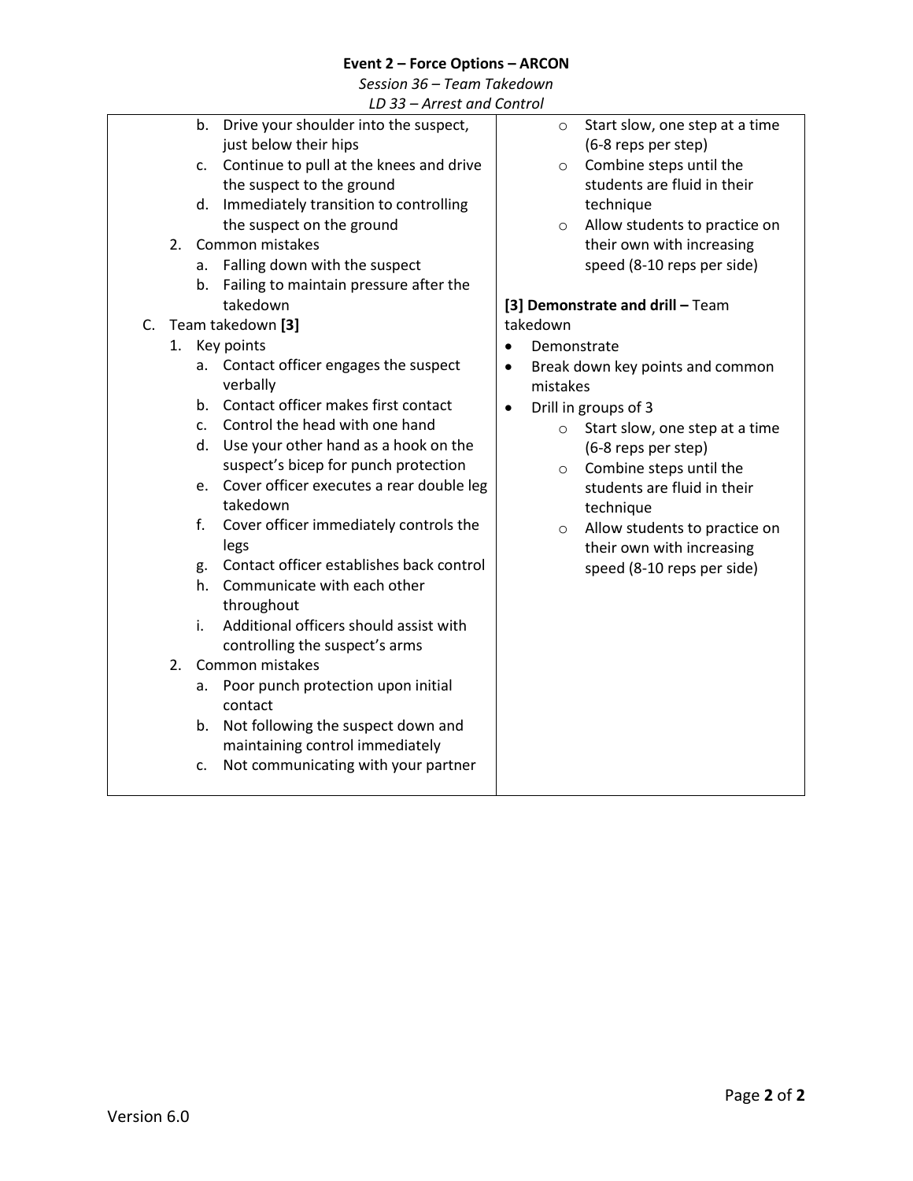| | |
|---|---|
| b. Drive your shoulder into the suspect, just below their hips<br>c. Continue to pull at the knees and drive the suspect to the ground<br>d. Immediately transition to controlling the suspect on the ground<br>2. Common mistakes<br>a. Falling down with the suspect<br>b. Failing to maintain pressure after the takedown<br>C. Team takedown **[3]**<br>1. Key points<br>a. Contact officer engages the suspect verbally<br>b. Contact officer makes first contact<br>c. Control the head with one hand<br>d. Use your other hand as a hook on the suspect's bicep for punch protection<br>e. Cover officer executes a rear double leg takedown<br>f. Cover officer immediately controls the legs<br>g. Contact officer establishes back control<br>h. Communicate with each other throughout<br>i. Additional officers should assist with controlling the suspect's arms<br>2. Common mistakes<br>a. Poor punch protection upon initial contact<br>b. Not following the suspect down and maintaining control immediately<br>c. Not communicating with your partner | ○ Start slow, one step at a time (6-8 reps per step)<br>○ Combine steps until the students are fluid in their technique<br>○ Allow students to practice on their own with increasing speed (8-10 reps per side)<br><br>**[3] Demonstrate and drill –** Team takedown<br>• Demonstrate<br>• Break down key points and common mistakes<br>• Drill in groups of 3<br>○ Start slow, one step at a time (6-8 reps per step)<br>○ Combine steps until the students are fluid in their technique<br>○ Allow students to practice on their own with increasing speed (8-10 reps per side) |

Version 6.0